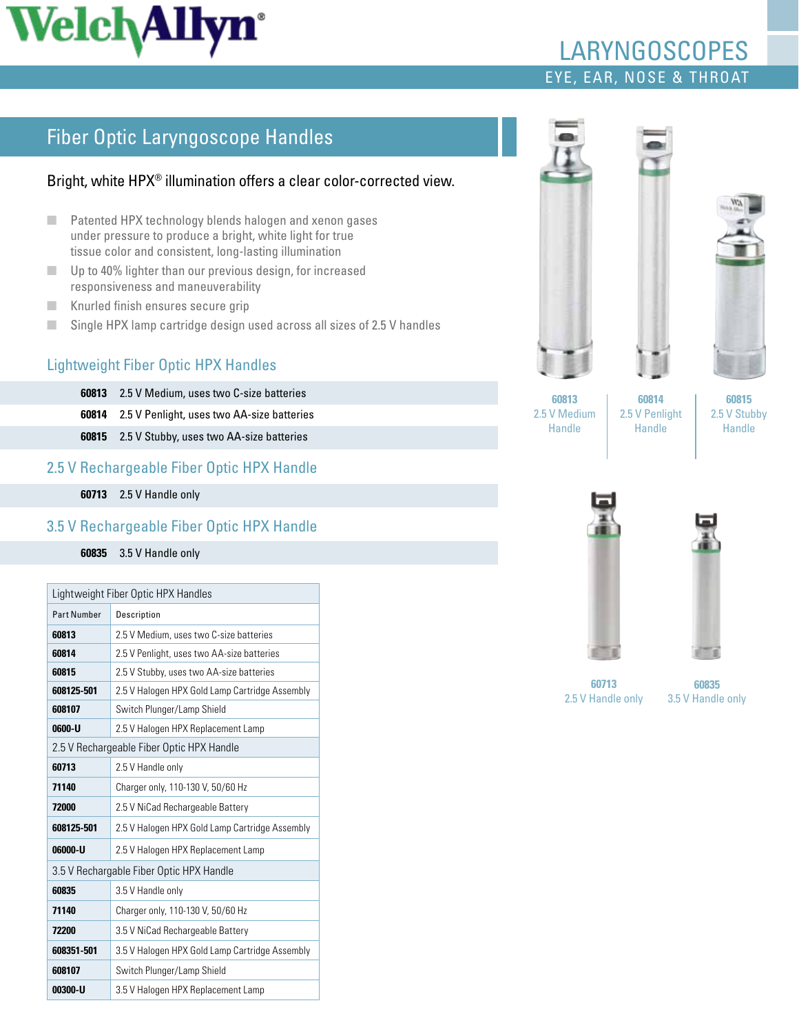# LARYNGOSCOPES

EYE, EAR, NOSE & THROAT

## Fiber Optic Laryngoscope Handles

Bright, white HPX® illumination offers a clear color-corrected view.

- Patented HPX technology blends halogen and xenon gases under pressure to produce a bright, white light for true tissue color and consistent, long-lasting illumination
- Up to 40% lighter than our previous design, for increased responsiveness and maneuverability
- Knurled finish ensures secure grip
- Single HPX lamp cartridge design used across all sizes of 2.5 V handles

### Lightweight Fiber Optic HPX Handles

| | |
|---|---|
| **60813** | 2.5 V Medium, uses two C-size batteries |
| **60814** | 2.5 V Penlight, uses two AA-size batteries |
| **60815** | 2.5 V Stubby, uses two AA-size batteries |

### 2.5 V Rechargeable Fiber Optic HPX Handle

| | |
|---|---|
| **60713** | 2.5 V Handle only |

### 3.5 V Rechargeable Fiber Optic HPX Handle

| | |
|---|---|
| **60835** | 3.5 V Handle only |

| Part Number | Description |
|---|---|
| **Lightweight Fiber Optic HPX Handles** | |
| **60813** | 2.5 V Medium, uses two C-size batteries |
| **60814** | 2.5 V Penlight, uses two AA-size batteries |
| **60815** | 2.5 V Stubby, uses two AA-size batteries |
| **608125-501** | 2.5 V Halogen HPX Gold Lamp Cartridge Assembly |
| **608107** | Switch Plunger/Lamp Shield |
| **0600-U** | 2.5 V Halogen HPX Replacement Lamp |
| **2.5 V Rechargeable Fiber Optic HPX Handle** | |
| **60713** | 2.5 V Handle only |
| **71140** | Charger only, 110-130 V, 50/60 Hz |
| **72000** | 2.5 V NiCad Rechargeable Battery |
| **608125-501** | 2.5 V Halogen HPX Gold Lamp Cartridge Assembly |
| **06000-U** | 2.5 V Halogen HPX Replacement Lamp |
| **3.5 V Rechargable Fiber Optic HPX Handle** | |
| **60835** | 3.5 V Handle only |
| **71140** | Charger only, 110-130 V, 50/60 Hz |
| **72200** | 3.5 V NiCad Rechargeable Battery |
| **608351-501** | 3.5 V Halogen HPX Gold Lamp Cartridge Assembly |
| **608107** | Switch Plunger/Lamp Shield |
| **00300-U** | 3.5 V Halogen HPX Replacement Lamp |

**60813** 2.5 V Medium Handle

**60814** 2.5 V Penlight Handle

**60815** 2.5 V Stubby Handle

**60713** 2.5 V Handle only

**60835** 3.5 V Handle only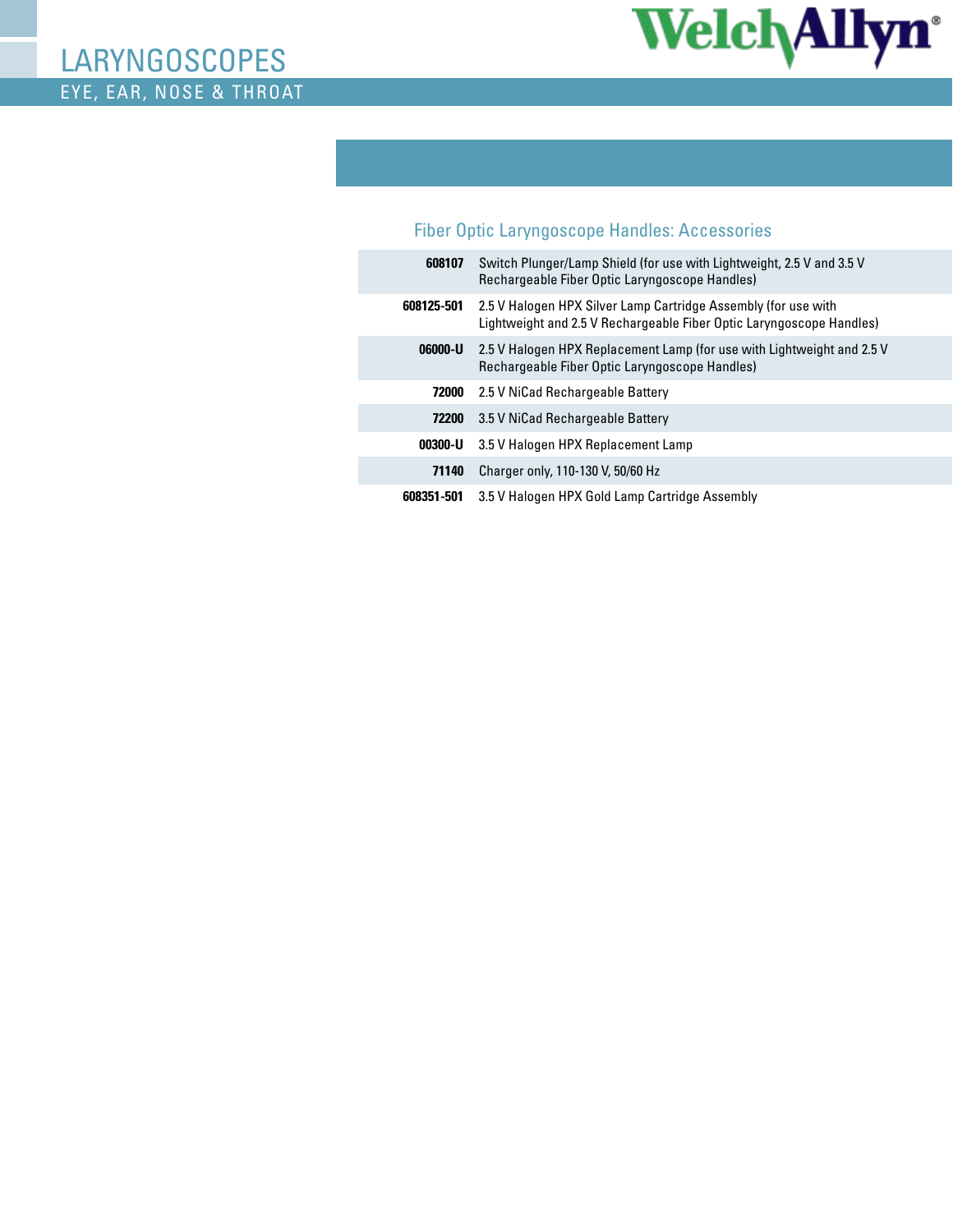# LARYNGOSCOPES

## EYE, EAR, NOSE & THROAT

### Fiber Optic Laryngoscope Handles: Accessories

| | |
|---|---|
| **608107** | Switch Plunger/Lamp Shield (for use with Lightweight, 2.5 V and 3.5 V Rechargeable Fiber Optic Laryngoscope Handles) |
| **608125-501** | 2.5 V Halogen HPX Silver Lamp Cartridge Assembly (for use with Lightweight and 2.5 V Rechargeable Fiber Optic Laryngoscope Handles) |
| **06000-U** | 2.5 V Halogen HPX Replacement Lamp (for use with Lightweight and 2.5 V Rechargeable Fiber Optic Laryngoscope Handles) |
| **72000** | 2.5 V NiCad Rechargeable Battery |
| **72200** | 3.5 V NiCad Rechargeable Battery |
| **00300-U** | 3.5 V Halogen HPX Replacement Lamp |
| **71140** | Charger only, 110-130 V, 50/60 Hz |
| **608351-501** | 3.5 V Halogen HPX Gold Lamp Cartridge Assembly |